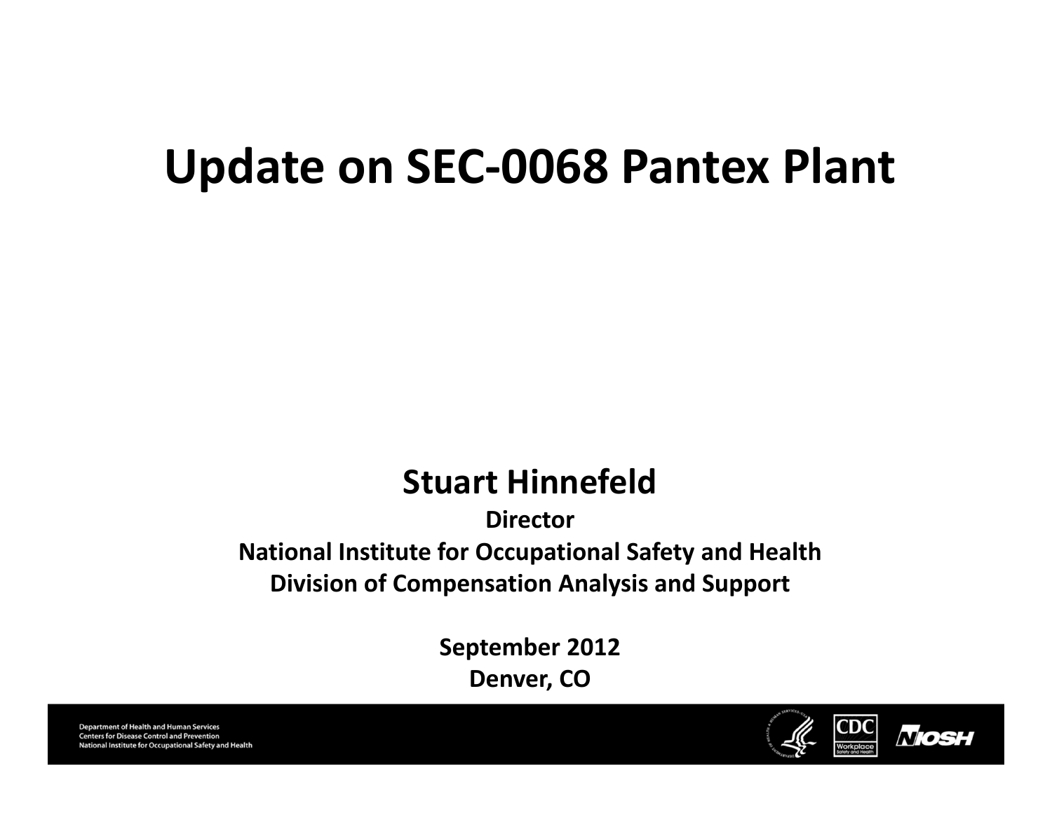# Update on SEC-0068 Pantex Plant

**Stuart Hinnefeld**

**Director**

**National Institute for Occupational Safety and Health**

**Division of Compensation Analysis and Support**

**September 2012**

**Denver, CO**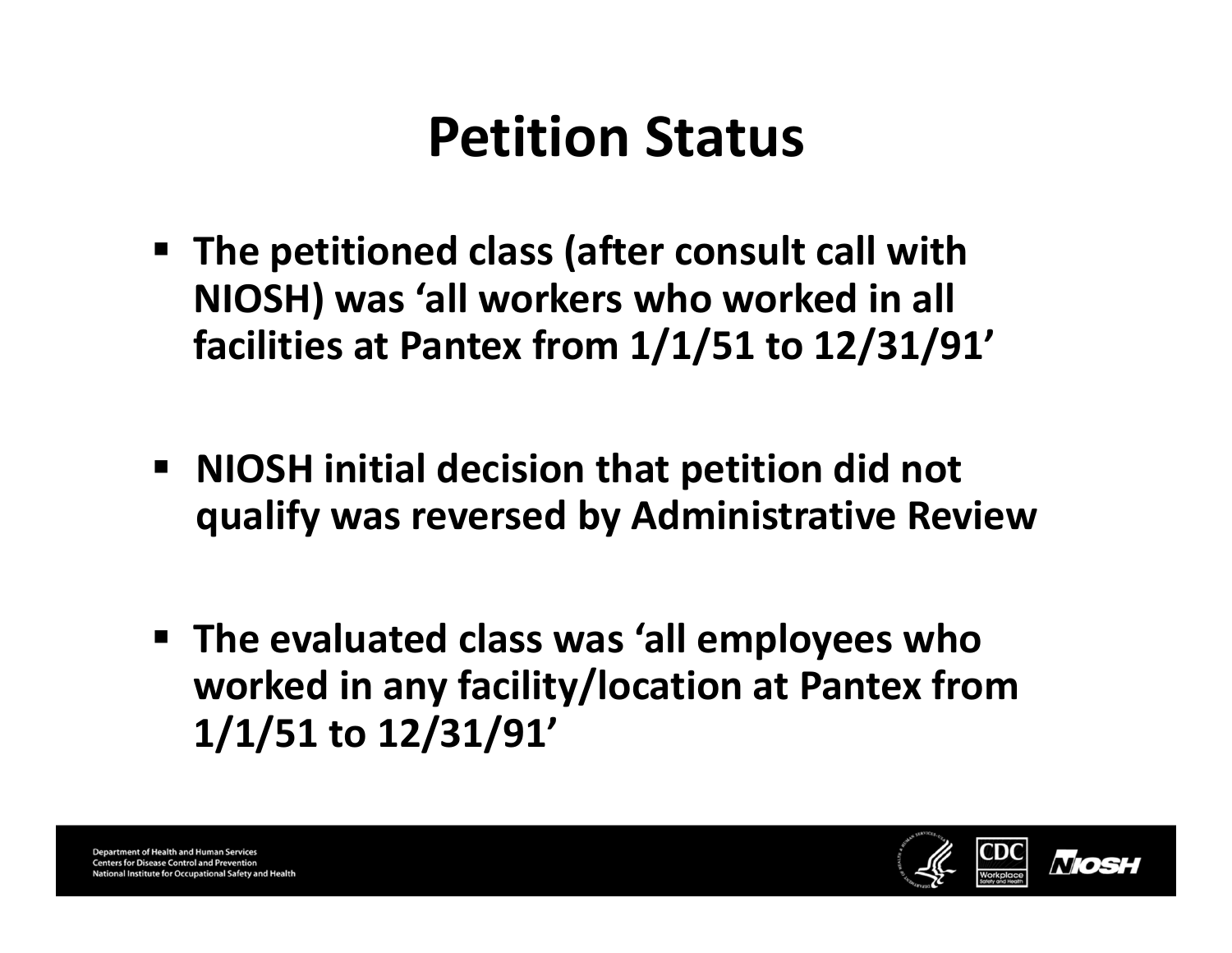# Petition Status

- **The petitioned class (after consult call with NIOSH) was 'all workers who worked in all facilities at Pantex from 1/1/51 to 12/31/91'**
- **NIOSH initial decision that petition did not qualify was reversed by Administrative Review**
- **The evaluated class was 'all employees who worked in any facility/location at Pantex from 1/1/51 to 12/31/91'**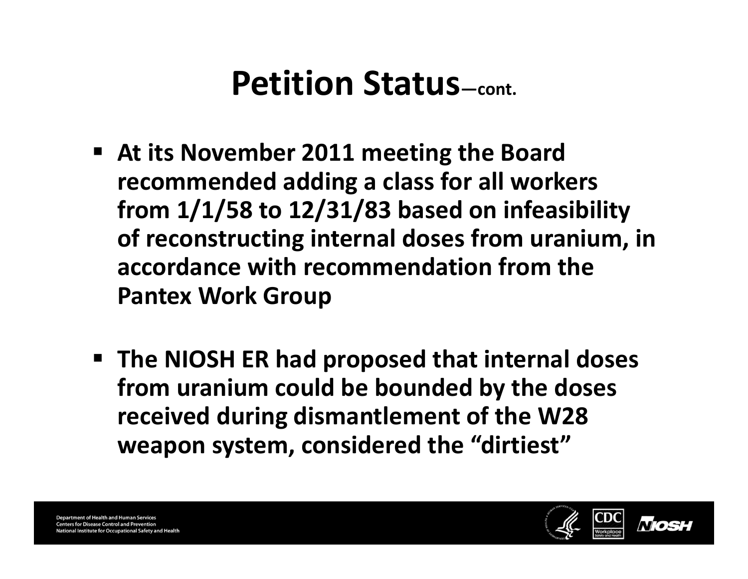# Petition Status—cont.

- **At its November 2011 meeting the Board recommended adding a class for all workers from 1/1/58 to 12/31/83 based on infeasibility of reconstructing internal doses from uranium, in accordance with recommendation from the Pantex Work Group**

- **The NIOSH ER had proposed that internal doses from uranium could be bounded by the doses received during dismantlement of the W28 weapon system, considered the "dirtiest"**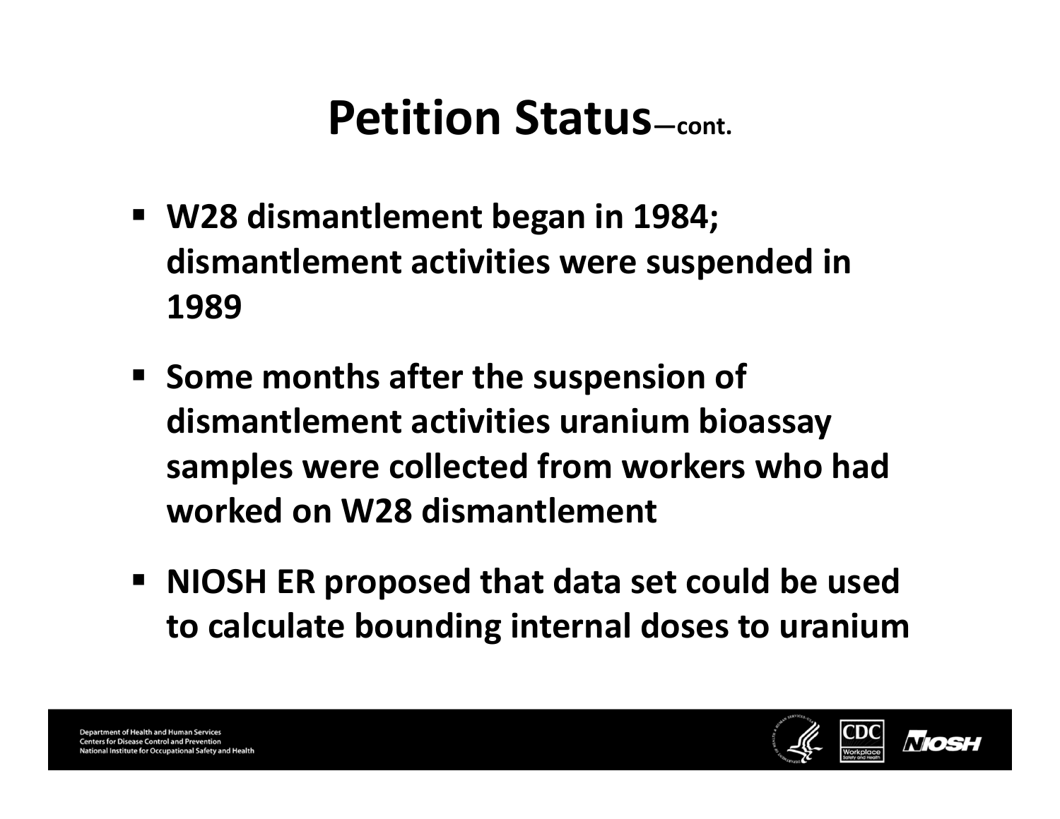# Petition Status—cont.

- **W28 dismantlement began in 1984; dismantlement activities were suspended in 1989**
- **Some months after the suspension of dismantlement activities uranium bioassay samples were collected from workers who had worked on W28 dismantlement**
- **NIOSH ER proposed that data set could be used to calculate bounding internal doses to uranium**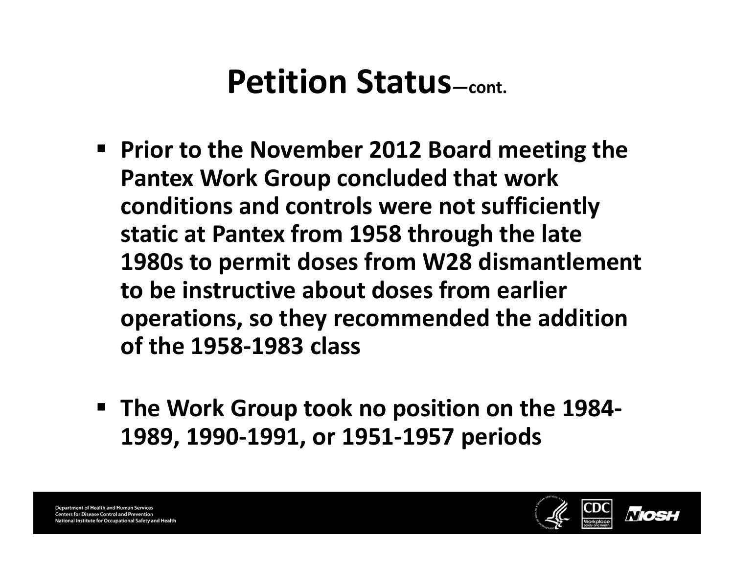# Petition Status—cont.

- **Prior to the November 2012 Board meeting the Pantex Work Group concluded that work conditions and controls were not sufficiently static at Pantex from 1958 through the late 1980s to permit doses from W28 dismantlement to be instructive about doses from earlier operations, so they recommended the addition of the 1958-1983 class**

- **The Work Group took no position on the 1984-1989, 1990-1991, or 1951-1957 periods**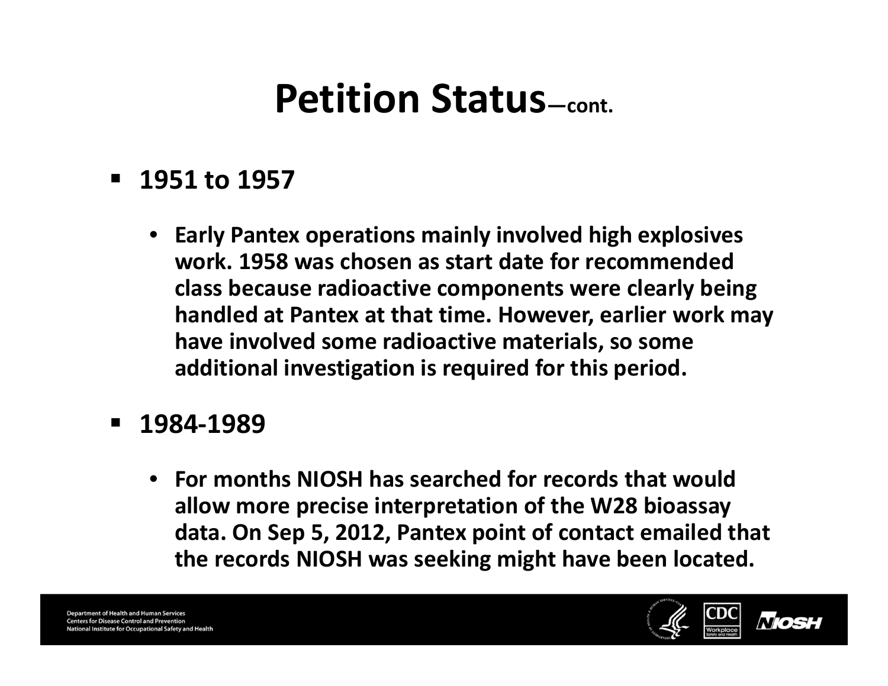# Petition Status—cont.

- **1951 to 1957**
  - **Early Pantex operations mainly involved high explosives work. 1958 was chosen as start date for recommended class because radioactive components were clearly being handled at Pantex at that time. However, earlier work may have involved some radioactive materials, so some additional investigation is required for this period.**
- **1984-1989**
  - **For months NIOSH has searched for records that would allow more precise interpretation of the W28 bioassay data. On Sep 5, 2012, Pantex point of contact emailed that the records NIOSH was seeking might have been located.**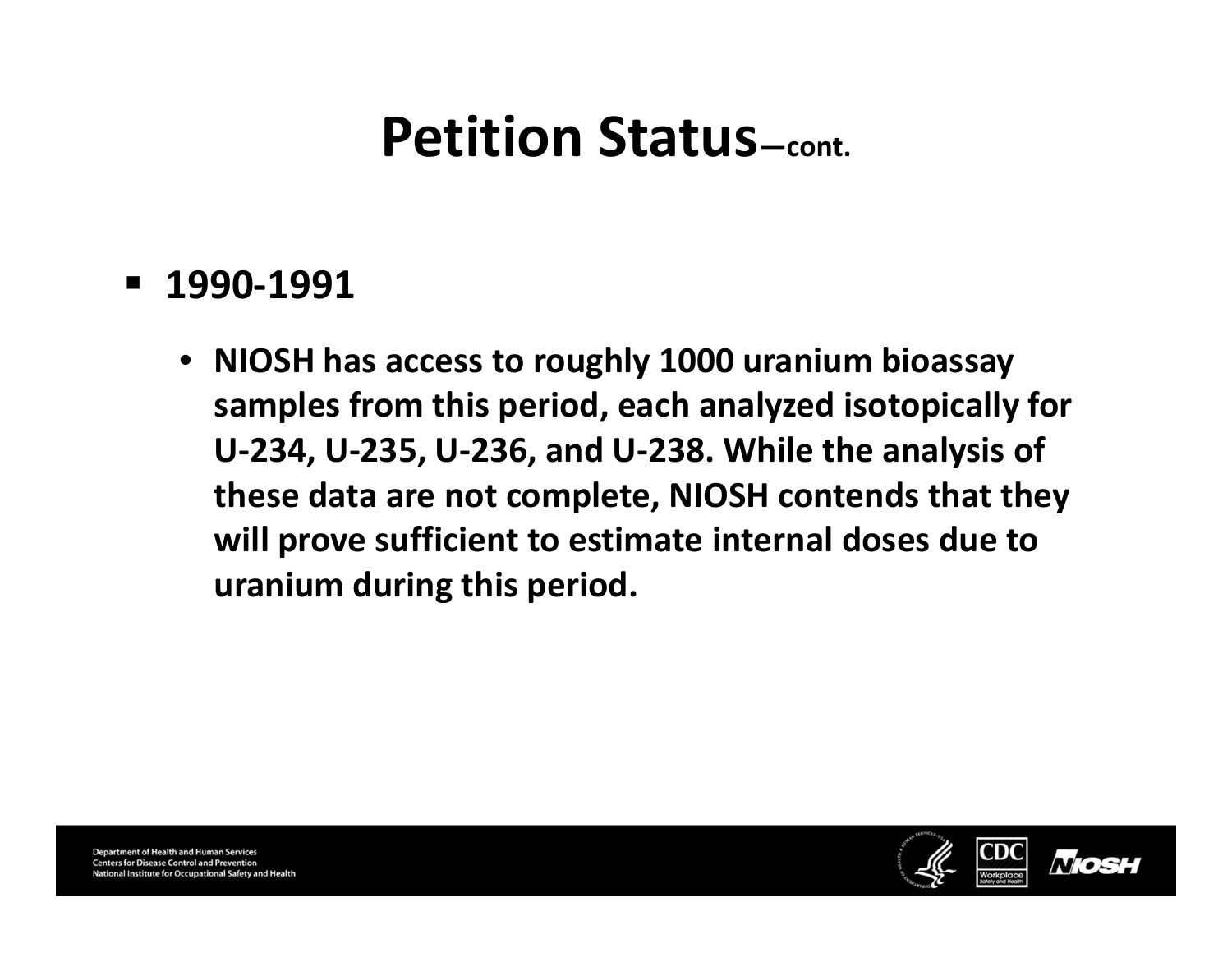# Petition Status—cont.

- **1990-1991**
  - **NIOSH has access to roughly 1000 uranium bioassay samples from this period, each analyzed isotopically for U-234, U-235, U-236, and U-238. While the analysis of these data are not complete, NIOSH contends that they will prove sufficient to estimate internal doses due to uranium during this period.**